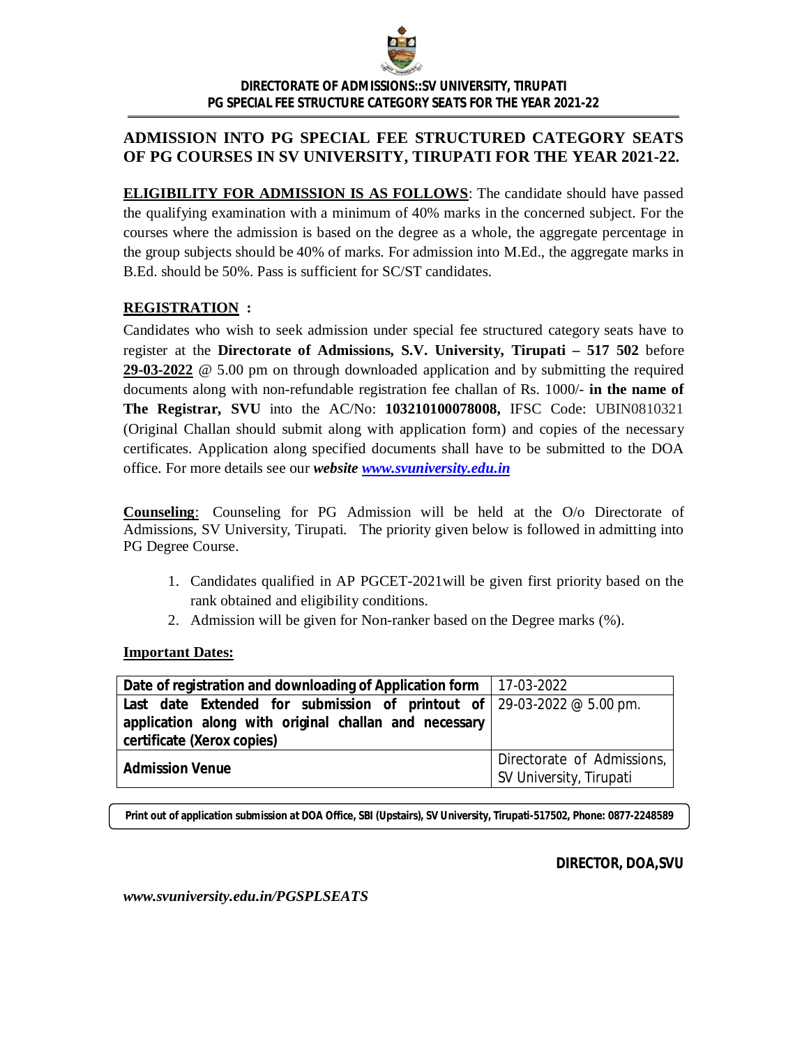**DIRECTORATE OF ADMISSIONS::SV UNIVERSITY, TIRUPATI**
**PG SPECIAL FEE STRUCTURE CATEGORY SEATS FOR THE YEAR 2021-22**

## ADMISSION INTO PG SPECIAL FEE STRUCTURED CATEGORY SEATS OF PG COURSES IN SV UNIVERSITY, TIRUPATI FOR THE YEAR 2021-22.

**ELIGIBILITY FOR ADMISSION IS AS FOLLOWS**: The candidate should have passed the qualifying examination with a minimum of 40% marks in the concerned subject. For the courses where the admission is based on the degree as a whole, the aggregate percentage in the group subjects should be 40% of marks. For admission into M.Ed., the aggregate marks in B.Ed. should be 50%. Pass is sufficient for SC/ST candidates.

**REGISTRATION :**

Candidates who wish to seek admission under special fee structured category seats have to register at the **Directorate of Admissions, S.V. University, Tirupati – 517 502** before **29-03-2022** @ 5.00 pm on through downloaded application and by submitting the required documents along with non-refundable registration fee challan of Rs. 1000/- **in the name of The Registrar, SVU** into the AC/No: **103210100078008,** IFSC Code: UBIN0810321 (Original Challan should submit along with application form) and copies of the necessary certificates. Application along specified documents shall have to be submitted to the DOA office. For more details see our ***website www.svuniversity.edu.in***

**Counseling**: Counseling for PG Admission will be held at the O/o Directorate of Admissions, SV University, Tirupati. The priority given below is followed in admitting into PG Degree Course.

1. Candidates qualified in AP PGCET-2021will be given first priority based on the rank obtained and eligibility conditions.
2. Admission will be given for Non-ranker based on the Degree marks (%).

**Important Dates:**

| | |
|---|---|
| **Date of registration and downloading of Application form** | 17-03-2022 |
| **Last date Extended for submission of printout of application along with original challan and necessary certificate (Xerox copies)** | 29-03-2022 @ 5.00 pm. |
| **Admission Venue** | Directorate of Admissions, SV University, Tirupati |

**Print out of application submission at DOA Office, SBI (Upstairs), SV University, Tirupati-517502, Phone: 0877-2248589**

**DIRECTOR, DOA,SVU**

***www.svuniversity.edu.in/PGSPLSEATS***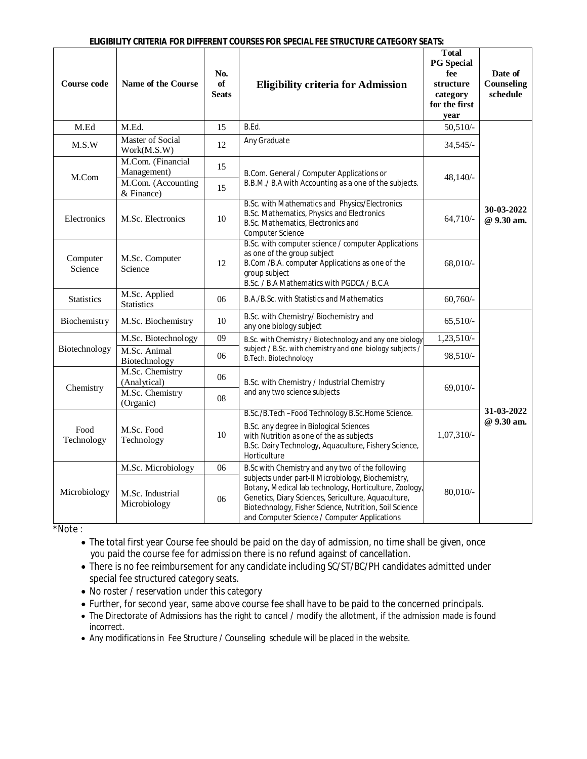**ELIGIBILITY CRITERIA FOR DIFFERENT COURSES FOR SPECIAL FEE STRUCTURE CATEGORY SEATS:**

| Course code | Name of the Course | No. of Seats | Eligibility criteria for Admission | Total PG Special fee structure category for the first year | Date of Counseling schedule |
|---|---|---|---|---|---|
| M.Ed | M.Ed. | 15 | B.Ed. | 50,510/- | 30-03-2022 @ 9.30 am. |
| M.S.W | Master of Social Work(M.S.W) | 12 | Any Graduate | 34,545/- | |
| M.Com | M.Com. (Financial Management) | 15 | B.Com. General / Computer Applications or B.B.M./ B.A with Accounting as a one of the subjects. | 48,140/- | |
| | M.Com. (Accounting & Finance) | 15 | | | |
| Electronics | M.Sc. Electronics | 10 | B.Sc. with Mathematics and Physics/Electronics<br>B.Sc. Mathematics, Physics and Electronics<br>B.Sc. Mathematics, Electronics and Computer Science | 64,710/- | |
| Computer Science | M.Sc. Computer Science | 12 | B.Sc. with computer science / computer Applications as one of the group subject<br>B.Com /B.A. computer Applications as one of the group subject<br>B.Sc. / B.A Mathematics with PGDCA / B.C.A | 68,010/- | |
| Statistics | M.Sc. Applied Statistics | 06 | B.A./B.Sc. with Statistics and Mathematics | 60,760/- | |
| Biochemistry | M.Sc. Biochemistry | 10 | B.Sc. with Chemistry/ Biochemistry and any one biology subject | 65,510/- | 31-03-2022 @ 9.30 am. |
| Biotechnology | M.Sc. Biotechnology | 09 | B.Sc. with Chemistry / Biotechnology and any one biology subject / B.Sc. with chemistry and one biology subjects / B.Tech. Biotechnology | 1,23,510/- | |
| | M.Sc. Animal Biotechnology | 06 | | 98,510/- | |
| Chemistry | M.Sc. Chemistry (Analytical) | 06 | B.Sc. with Chemistry / Industrial Chemistry and any two science subjects | 69,010/- | |
| | M.Sc. Chemistry (Organic) | 08 | | | |
| Food Technology | M.Sc. Food Technology | 10 | B.Sc./B.Tech –Food Technology B.Sc.Home Science.<br>B.Sc. any degree in Biological Sciences with Nutrition as one of the as subjects<br>B.Sc. Dairy Technology, Aquaculture, Fishery Science, Horticulture | 1,07,310/- | |
| Microbiology | M.Sc. Microbiology | 06 | B.Sc with Chemistry and any two of the following subjects under part-II Microbiology, Biochemistry, Botany, Medical lab technology, Horticulture, Zoology, Genetics, Diary Sciences, Sericulture, Aquaculture, Biotechnology, Fisher Science, Nutrition, Soil Science and Computer Science / Computer Applications | 80,010/- | |
| | M.Sc. Industrial Microbiology | 06 | | | |

*Note :

- The total first year Course fee should be paid on the day of admission, no time shall be given, once you paid the course fee for admission there is no refund against of cancellation.
- There is no fee reimbursement for any candidate including SC/ST/BC/PH candidates admitted under special fee structured category seats.
- No roster / reservation under this category
- Further, for second year, same above course fee shall have to be paid to the concerned principals.
- The Directorate of Admissions has the right to cancel / modify the allotment, if the admission made is found incorrect.
- Any modifications in Fee Structure / Counseling schedule will be placed in the website.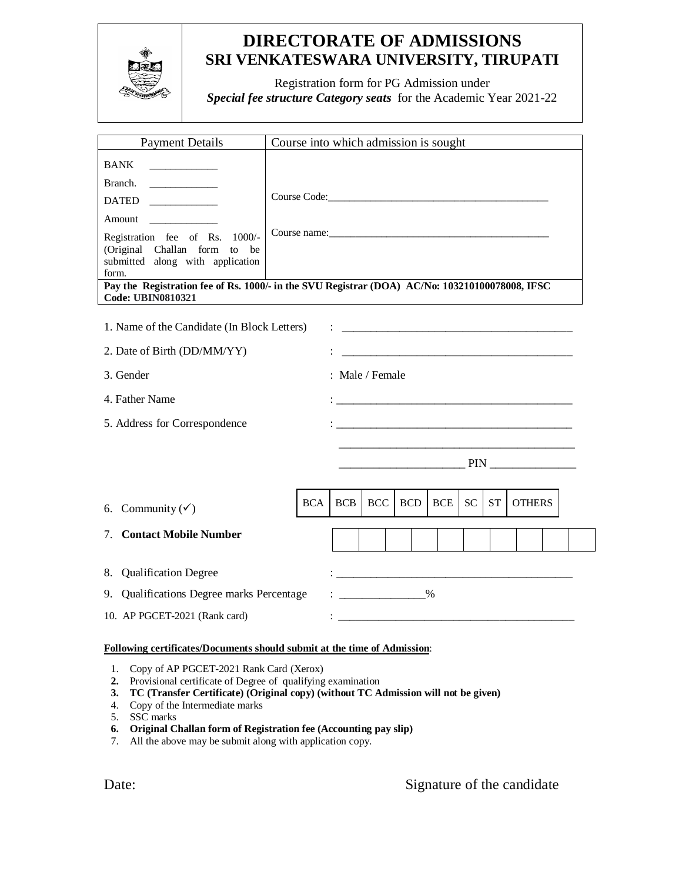# DIRECTORATE OF ADMISSIONS
## SRI VENKATESWARA UNIVERSITY, TIRUPATI

Registration form for PG Admission under
***Special fee structure Category seats*** for the Academic Year 2021-22

| Payment Details | Course into which admission is sought |
|---|---|
| BANK ____________<br>Branch. ____________<br>DATED ____________<br>Amount ____________<br>Registration fee of Rs. 1000/- (Original Challan form to be submitted along with application form. | Course Code: ________________________________________<br><br>Course name: ________________________________________ |
| **Pay the Registration fee of Rs. 1000/- in the SVU Registrar (DOA) AC/No: 103210100078008, IFSC Code: UBIN0810321** | |

1. Name of the Candidate (In Block Letters) : ________________________________________
2. Date of Birth (DD/MM/YY) : ________________________________________
3. Gender : Male / Female
4. Father Name : ________________________________________
5. Address for Correspondence : ________________________________________
   ________________________________________
   ______________________ PIN _______________

6. Community (✓)

| BCA | BCB | BCC | BCD | BCE | SC | ST | OTHERS |
|---|---|---|---|---|---|---|---|

7. **Contact Mobile Number**

| | | | | | | | | | |
|---|---|---|---|---|---|---|---|---|---|
| | | | | | | | | | |

8. Qualification Degree : ________________________________________
9. Qualifications Degree marks Percentage : _______________%
10. AP PGCET-2021 (Rank card) : ________________________________________

**Following certificates/Documents should submit at the time of Admission**:

1. Copy of AP PGCET-2021 Rank Card (Xerox)
2. Provisional certificate of Degree of qualifying examination
3. **TC (Transfer Certificate) (Original copy) (without TC Admission will not be given)**
4. Copy of the Intermediate marks
5. SSC marks
6. **Original Challan form of Registration fee (Accounting pay slip)**
7. All the above may be submit along with application copy.

Date: Signature of the candidate